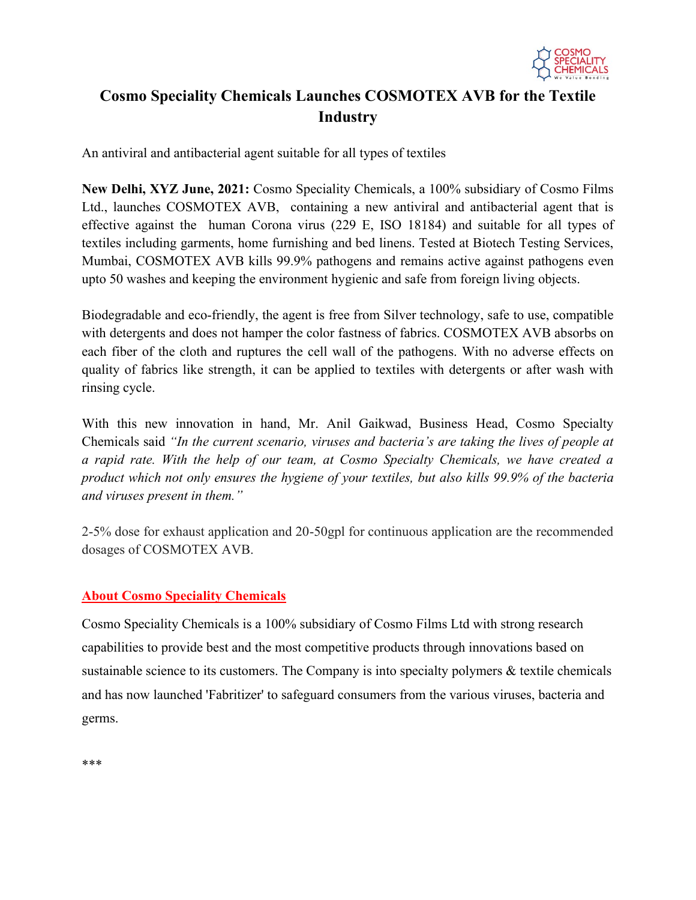# Cosmo Speciality Chemicals Launches COSMOTEX AVB for the Textile Industry

An antiviral and antibacterial agent suitable for all types of textiles

**New Delhi, XYZ June, 2021:** Cosmo Speciality Chemicals, a 100% subsidiary of Cosmo Films Ltd., launches COSMOTEX AVB, containing a new antiviral and antibacterial agent that is effective against the human Corona virus (229 E, ISO 18184) and suitable for all types of textiles including garments, home furnishing and bed linens. Tested at Biotech Testing Services, Mumbai, COSMOTEX AVB kills 99.9% pathogens and remains active against pathogens even upto 50 washes and keeping the environment hygienic and safe from foreign living objects.

Biodegradable and eco-friendly, the agent is free from Silver technology, safe to use, compatible with detergents and does not hamper the color fastness of fabrics. COSMOTEX AVB absorbs on each fiber of the cloth and ruptures the cell wall of the pathogens. With no adverse effects on quality of fabrics like strength, it can be applied to textiles with detergents or after wash with rinsing cycle.

With this new innovation in hand, Mr. Anil Gaikwad, Business Head, Cosmo Specialty Chemicals said *"In the current scenario, viruses and bacteria's are taking the lives of people at a rapid rate. With the help of our team, at Cosmo Specialty Chemicals, we have created a product which not only ensures the hygiene of your textiles, but also kills 99.9% of the bacteria and viruses present in them."*

2-5% dose for exhaust application and 20-50gpl for continuous application are the recommended dosages of COSMOTEX AVB.

## About Cosmo Speciality Chemicals

Cosmo Speciality Chemicals is a 100% subsidiary of Cosmo Films Ltd with strong research capabilities to provide best and the most competitive products through innovations based on sustainable science to its customers. The Company is into specialty polymers & textile chemicals and has now launched 'Fabritizer' to safeguard consumers from the various viruses, bacteria and germs.

***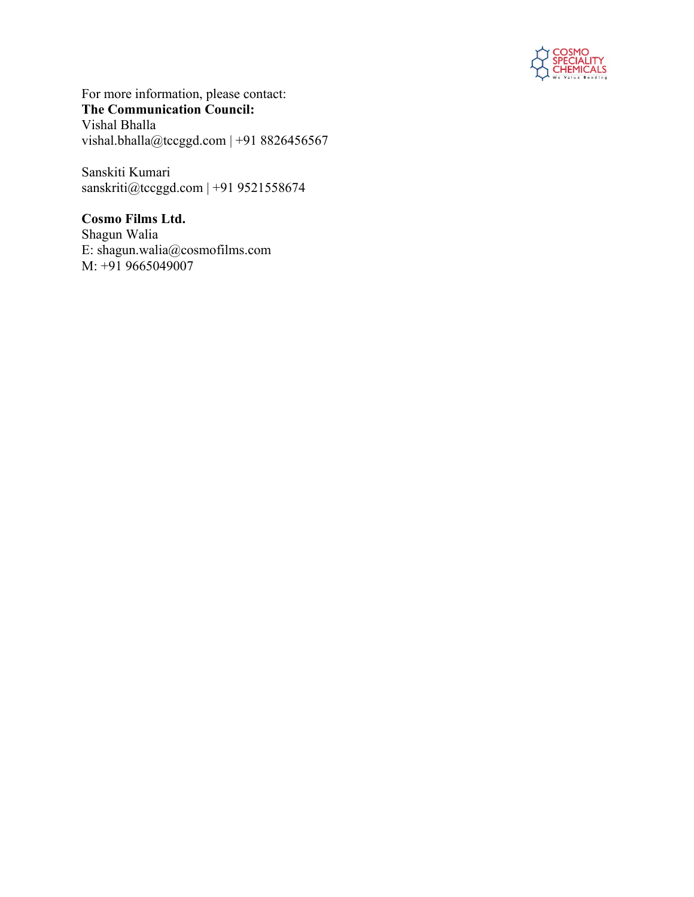For more information, please contact:
**The Communication Council:**
Vishal Bhalla
vishal.bhalla@tccggd.com | +91 8826456567

Sanskiti Kumari
sanskriti@tccggd.com | +91 9521558674

**Cosmo Films Ltd.**
Shagun Walia
E: shagun.walia@cosmofilms.com
M: +91 9665049007